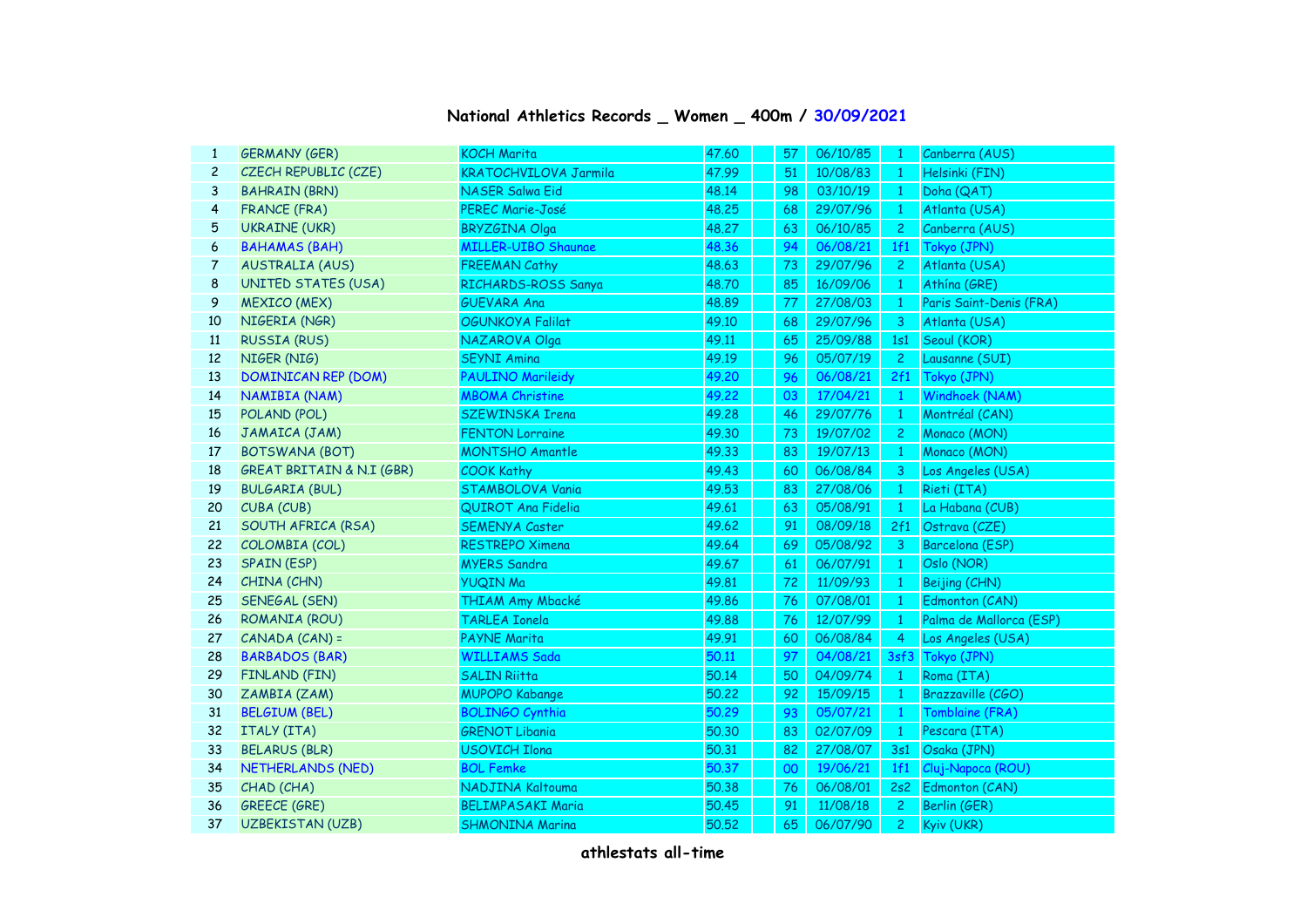## National Athletics Records _ Women _ 400m / 30/09/2021

| | | | | | | | | |
|---|---|---|---|---|---|---|---|---|
| 1 | GERMANY (GER) | KOCH Marita | 47.60 | | 57 | 06/10/85 | 1 | Canberra (AUS) |
| 2 | CZECH REPUBLIC (CZE) | KRATOCHVILOVA Jarmila | 47.99 | | 51 | 10/08/83 | 1 | Helsinki (FIN) |
| 3 | BAHRAIN (BRN) | NASER Salwa Eid | 48.14 | | 98 | 03/10/19 | 1 | Doha (QAT) |
| 4 | FRANCE (FRA) | PEREC Marie-José | 48.25 | | 68 | 29/07/96 | 1 | Atlanta (USA) |
| 5 | UKRAINE (UKR) | BRYZGINA Olga | 48.27 | | 63 | 06/10/85 | 2 | Canberra (AUS) |
| 6 | BAHAMAS (BAH) | MILLER-UIBO Shaunae | 48.36 | | 94 | 06/08/21 | 1f1 | Tokyo (JPN) |
| 7 | AUSTRALIA (AUS) | FREEMAN Cathy | 48.63 | | 73 | 29/07/96 | 2 | Atlanta (USA) |
| 8 | UNITED STATES (USA) | RICHARDS-ROSS Sanya | 48.70 | | 85 | 16/09/06 | 1 | Athína (GRE) |
| 9 | MEXICO (MEX) | GUEVARA Ana | 48.89 | | 77 | 27/08/03 | 1 | Paris Saint-Denis (FRA) |
| 10 | NIGERIA (NGR) | OGUNKOYA Falilat | 49.10 | | 68 | 29/07/96 | 3 | Atlanta (USA) |
| 11 | RUSSIA (RUS) | NAZAROVA Olga | 49.11 | | 65 | 25/09/88 | 1s1 | Seoul (KOR) |
| 12 | NIGER (NIG) | SEYNI Amina | 49.19 | | 96 | 05/07/19 | 2 | Lausanne (SUI) |
| 13 | DOMINICAN REP (DOM) | PAULINO Marileidy | 49.20 | | 96 | 06/08/21 | 2f1 | Tokyo (JPN) |
| 14 | NAMIBIA (NAM) | MBOMA Christine | 49.22 | | 03 | 17/04/21 | 1 | Windhoek (NAM) |
| 15 | POLAND (POL) | SZEWINSKA Irena | 49.28 | | 46 | 29/07/76 | 1 | Montréal (CAN) |
| 16 | JAMAICA (JAM) | FENTON Lorraine | 49.30 | | 73 | 19/07/02 | 2 | Monaco (MON) |
| 17 | BOTSWANA (BOT) | MONTSHO Amantle | 49.33 | | 83 | 19/07/13 | 1 | Monaco (MON) |
| 18 | GREAT BRITAIN & N.I (GBR) | COOK Kathy | 49.43 | | 60 | 06/08/84 | 3 | Los Angeles (USA) |
| 19 | BULGARIA (BUL) | STAMBOLOVA Vania | 49.53 | | 83 | 27/08/06 | 1 | Rieti (ITA) |
| 20 | CUBA (CUB) | QUIROT Ana Fidelia | 49.61 | | 63 | 05/08/91 | 1 | La Habana (CUB) |
| 21 | SOUTH AFRICA (RSA) | SEMENYA Caster | 49.62 | | 91 | 08/09/18 | 2f1 | Ostrava (CZE) |
| 22 | COLOMBIA (COL) | RESTREPO Ximena | 49.64 | | 69 | 05/08/92 | 3 | Barcelona (ESP) |
| 23 | SPAIN (ESP) | MYERS Sandra | 49.67 | | 61 | 06/07/91 | 1 | Oslo (NOR) |
| 24 | CHINA (CHN) | YUQIN Ma | 49.81 | | 72 | 11/09/93 | 1 | Beijing (CHN) |
| 25 | SENEGAL (SEN) | THIAM Amy Mbacké | 49.86 | | 76 | 07/08/01 | 1 | Edmonton (CAN) |
| 26 | ROMANIA (ROU) | TARLEA Ionela | 49.88 | | 76 | 12/07/99 | 1 | Palma de Mallorca (ESP) |
| 27 | CANADA (CAN) = | PAYNE Marita | 49.91 | | 60 | 06/08/84 | 4 | Los Angeles (USA) |
| 28 | BARBADOS (BAR) | WILLIAMS Sada | 50.11 | | 97 | 04/08/21 | 3sf3 | Tokyo (JPN) |
| 29 | FINLAND (FIN) | SALIN Riitta | 50.14 | | 50 | 04/09/74 | 1 | Roma (ITA) |
| 30 | ZAMBIA (ZAM) | MUPOPO Kabange | 50.22 | | 92 | 15/09/15 | 1 | Brazzaville (CGO) |
| 31 | BELGIUM (BEL) | BOLINGO Cynthia | 50.29 | | 93 | 05/07/21 | 1 | Tomblaine (FRA) |
| 32 | ITALY (ITA) | GRENOT Libania | 50.30 | | 83 | 02/07/09 | 1 | Pescara (ITA) |
| 33 | BELARUS (BLR) | USOVICH Ilona | 50.31 | | 82 | 27/08/07 | 3s1 | Osaka (JPN) |
| 34 | NETHERLANDS (NED) | BOL Femke | 50.37 | | 00 | 19/06/21 | 1f1 | Cluj-Napoca (ROU) |
| 35 | CHAD (CHA) | NADJINA Kaltouma | 50.38 | | 76 | 06/08/01 | 2s2 | Edmonton (CAN) |
| 36 | GREECE (GRE) | BELIMPASAKI Maria | 50.45 | | 91 | 11/08/18 | 2 | Berlin (GER) |
| 37 | UZBEKISTAN (UZB) | SHMONINA Marina | 50.52 | | 65 | 06/07/90 | 2 | Kyiv (UKR) |

athlestats all-time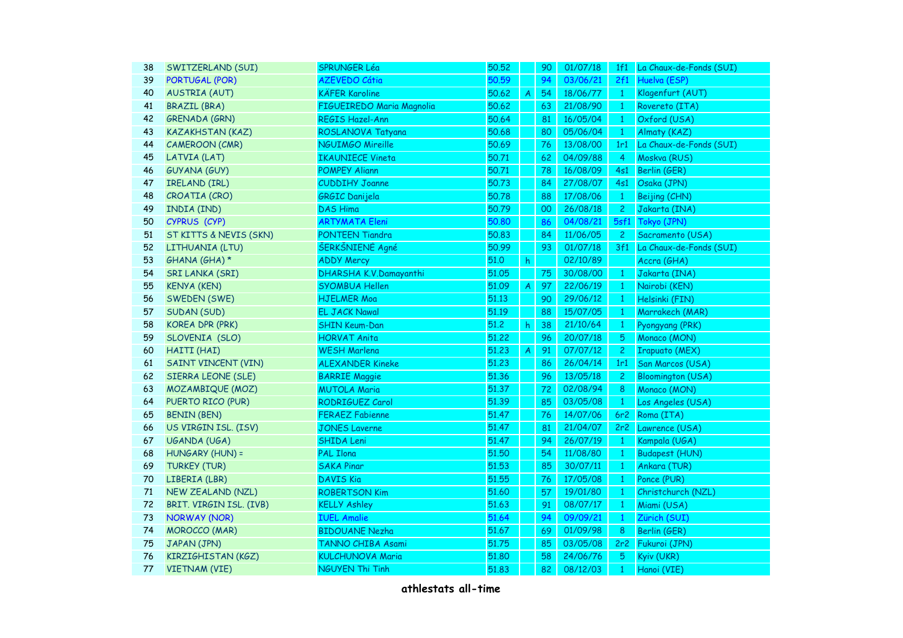| | | | | | | | | | |
|---|---|---|---|---|---|---|---|---|---|
| 38 | SWITZERLAND (SUI) | SPRUNGER Léa | 50.52 | | 90 | 01/07/18 | 1f1 | La Chaux-de-Fonds (SUI) |
| 39 | PORTUGAL (POR) | AZEVEDO Cátia | 50.59 | | 94 | 03/06/21 | 2f1 | Huelva (ESP) |
| 40 | AUSTRIA (AUT) | KÄFER Karoline | 50.62 | A | 54 | 18/06/77 | 1 | Klagenfurt (AUT) |
| 41 | BRAZIL (BRA) | FIGUEIREDO Maria Magnolia | 50.62 | | 63 | 21/08/90 | 1 | Rovereto (ITA) |
| 42 | GRENADA (GRN) | REGIS Hazel-Ann | 50.64 | | 81 | 16/05/04 | 1 | Oxford (USA) |
| 43 | KAZAKHSTAN (KAZ) | ROSLANOVA Tatyana | 50.68 | | 80 | 05/06/04 | 1 | Almaty (KAZ) |
| 44 | CAMEROON (CMR) | NGUIMGO Mireille | 50.69 | | 76 | 13/08/00 | 1r1 | La Chaux-de-Fonds (SUI) |
| 45 | LATVIA (LAT) | IKAUNIECE Vineta | 50.71 | | 62 | 04/09/88 | 4 | Moskva (RUS) |
| 46 | GUYANA (GUY) | POMPEY Aliann | 50.71 | | 78 | 16/08/09 | 4s1 | Berlin (GER) |
| 47 | IRELAND (IRL) | CUDDIHY Joanne | 50.73 | | 84 | 27/08/07 | 4s1 | Osaka (JPN) |
| 48 | CROATIA (CRO) | GRGIC Danijela | 50.78 | | 88 | 17/08/06 | 1 | Beijing (CHN) |
| 49 | INDIA (IND) | DAS Hima | 50.79 | | 00 | 26/08/18 | 2 | Jakarta (INA) |
| 50 | CYPRUS (CYP) | ARTYMATA Eleni | 50.80 | | 86 | 04/08/21 | 5sf1 | Tokyo (JPN) |
| 51 | ST KITTS & NEVIS (SKN) | PONTEEN Tiandra | 50.83 | | 84 | 11/06/05 | 2 | Sacramento (USA) |
| 52 | LITHUANIA (LTU) | ŠERKŠNIENĖ Agnė | 50.99 | | 93 | 01/07/18 | 3f1 | La Chaux-de-Fonds (SUI) |
| 53 | GHANA (GHA) * | ADDY Mercy | 51.0 | h | | 02/10/89 | | Accra (GHA) |
| 54 | SRI LANKA (SRI) | DHARSHA K.V.Damayanthi | 51.05 | | 75 | 30/08/00 | 1 | Jakarta (INA) |
| 55 | KENYA (KEN) | SYOMBUA Hellen | 51.09 | A | 97 | 22/06/19 | 1 | Nairobi (KEN) |
| 56 | SWEDEN (SWE) | HJELMER Moa | 51.13 | | 90 | 29/06/12 | 1 | Helsinki (FIN) |
| 57 | SUDAN (SUD) | EL JACK Nawal | 51.19 | | 88 | 15/07/05 | 1 | Marrakech (MAR) |
| 58 | KOREA DPR (PRK) | SHIN Keum-Dan | 51.2 | h | 38 | 21/10/64 | 1 | Pyongyang (PRK) |
| 59 | SLOVENIA (SLO) | HORVAT Anita | 51.22 | | 96 | 20/07/18 | 5 | Monaco (MON) |
| 60 | HAITI (HAI) | WESH Marlena | 51.23 | A | 91 | 07/07/12 | 2 | Irapuato (MEX) |
| 61 | SAINT VINCENT (VIN) | ALEXANDER Kineke | 51.23 | | 86 | 26/04/14 | 1r1 | San Marcos (USA) |
| 62 | SIERRA LEONE (SLE) | BARRIE Maggie | 51.36 | | 96 | 13/05/18 | 2 | Bloomington (USA) |
| 63 | MOZAMBIQUE (MOZ) | MUTOLA Maria | 51.37 | | 72 | 02/08/94 | 8 | Monaco (MON) |
| 64 | PUERTO RICO (PUR) | RODRIGUEZ Carol | 51.39 | | 85 | 03/05/08 | 1 | Los Angeles (USA) |
| 65 | BENIN (BEN) | FERAEZ Fabienne | 51.47 | | 76 | 14/07/06 | 6r2 | Roma (ITA) |
| 66 | US VIRGIN ISL. (ISV) | JONES Laverne | 51.47 | | 81 | 21/04/07 | 2r2 | Lawrence (USA) |
| 67 | UGANDA (UGA) | SHIDA Leni | 51.47 | | 94 | 26/07/19 | 1 | Kampala (UGA) |
| 68 | HUNGARY (HUN) = | PAL Ilona | 51.50 | | 54 | 11/08/80 | 1 | Budapest (HUN) |
| 69 | TURKEY (TUR) | SAKA Pinar | 51.53 | | 85 | 30/07/11 | 1 | Ankara (TUR) |
| 70 | LIBERIA (LBR) | DAVIS Kia | 51.55 | | 76 | 17/05/08 | 1 | Ponce (PUR) |
| 71 | NEW ZEALAND (NZL) | ROBERTSON Kim | 51.60 | | 57 | 19/01/80 | 1 | Christchurch (NZL) |
| 72 | BRIT. VIRGIN ISL. (IVB) | KELLY Ashley | 51.63 | | 91 | 08/07/17 | 1 | Miami (USA) |
| 73 | NORWAY (NOR) | IUEL Amalie | 51.64 | | 94 | 09/09/21 | 1 | Zürich (SUI) |
| 74 | MOROCCO (MAR) | BIDOUANE Nezha | 51.67 | | 69 | 01/09/98 | 8 | Berlin (GER) |
| 75 | JAPAN (JPN) | TANNO CHIBA Asami | 51.75 | | 85 | 03/05/08 | 2r2 | Fukuroi (JPN) |
| 76 | KIRZIGHISTAN (KGZ) | KULCHUNOVA Maria | 51.80 | | 58 | 24/06/76 | 5 | Kyiv (UKR) |
| 77 | VIETNAM (VIE) | NGUYEN Thi Tinh | 51.83 | | 82 | 08/12/03 | 1 | Hanoi (VIE) |

**athlestats all-time**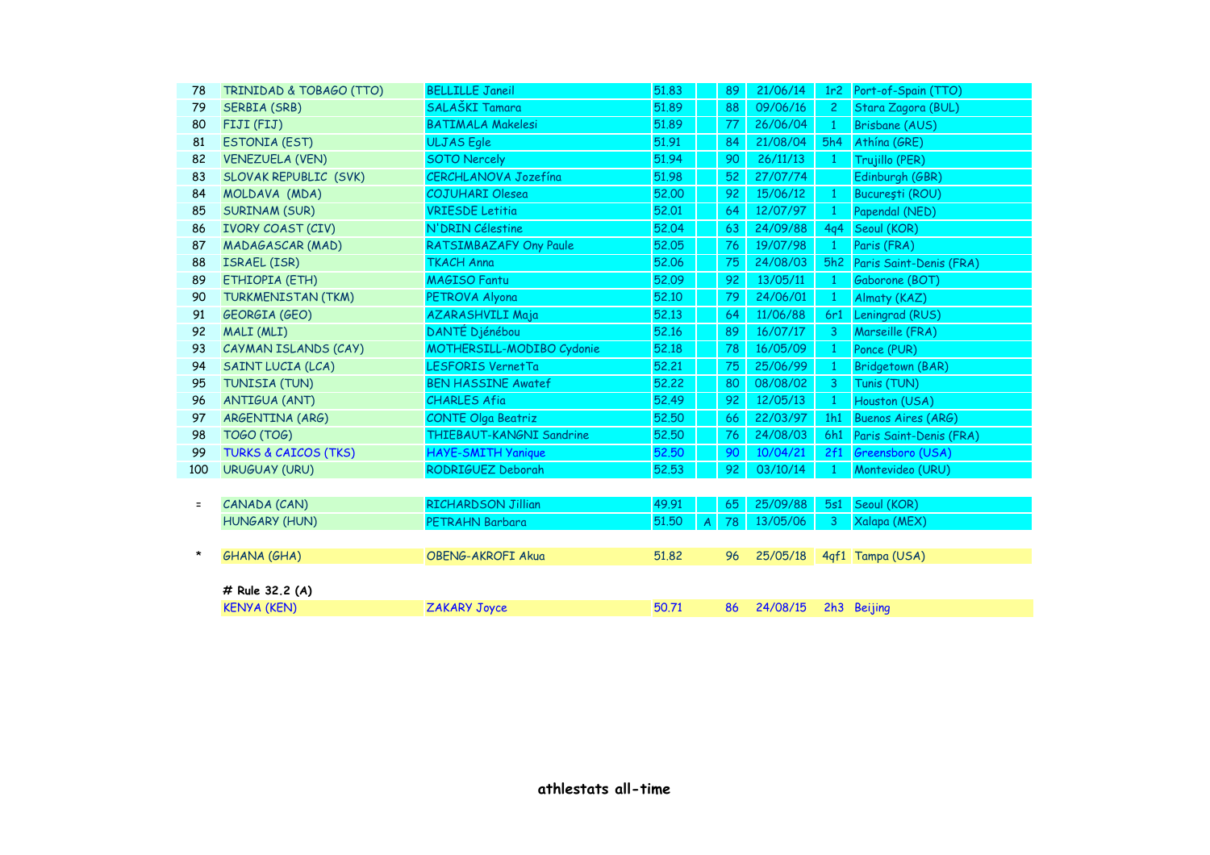| | | | | | | | | |
|---|---|---|---|---|---|---|---|---|
| 78 | TRINIDAD & TOBAGO (TTO) | BELLILLE Janeil | 51.83 | | 89 | 21/06/14 | 1r2 | Port-of-Spain (TTO) |
| 79 | SERBIA (SRB) | SALAŠKI Tamara | 51.89 | | 88 | 09/06/16 | 2 | Stara Zagora (BUL) |
| 80 | FIJI (FIJ) | BATIMALA Makelesi | 51.89 | | 77 | 26/06/04 | 1 | Brisbane (AUS) |
| 81 | ESTONIA (EST) | ULJAS Egle | 51.91 | | 84 | 21/08/04 | 5h4 | Athína (GRE) |
| 82 | VENEZUELA (VEN) | SOTO Nercely | 51.94 | | 90 | 26/11/13 | 1 | Trujillo (PER) |
| 83 | SLOVAK REPUBLIC (SVK) | CERCHLANOVA Jozefína | 51.98 | | 52 | 27/07/74 | | Edinburgh (GBR) |
| 84 | MOLDAVA (MDA) | COJUHARI Olesea | 52.00 | | 92 | 15/06/12 | 1 | Bucureşti (ROU) |
| 85 | SURINAM (SUR) | VRIESDE Letitia | 52.01 | | 64 | 12/07/97 | 1 | Papendal (NED) |
| 86 | IVORY COAST (CIV) | N'DRIN Célestine | 52.04 | | 63 | 24/09/88 | 4q4 | Seoul (KOR) |
| 87 | MADAGASCAR (MAD) | RATSIMBAZAFY Ony Paule | 52.05 | | 76 | 19/07/98 | 1 | Paris (FRA) |
| 88 | ISRAEL (ISR) | TKACH Anna | 52.06 | | 75 | 24/08/03 | 5h2 | Paris Saint-Denis (FRA) |
| 89 | ETHIOPIA (ETH) | MAGISO Fantu | 52.09 | | 92 | 13/05/11 | 1 | Gaborone (BOT) |
| 90 | TURKMENISTAN (TKM) | PETROVA Alyona | 52.10 | | 79 | 24/06/01 | 1 | Almaty (KAZ) |
| 91 | GEORGIA (GEO) | AZARASHVILI Maja | 52.13 | | 64 | 11/06/88 | 6r1 | Leningrad (RUS) |
| 92 | MALI (MLI) | DANTÉ Djénébou | 52.16 | | 89 | 16/07/17 | 3 | Marseille (FRA) |
| 93 | CAYMAN ISLANDS (CAY) | MOTHERSILL-MODIBO Cydonie | 52.18 | | 78 | 16/05/09 | 1 | Ponce (PUR) |
| 94 | SAINT LUCIA (LCA) | LESFORIS VernetTa | 52.21 | | 75 | 25/06/99 | 1 | Bridgetown (BAR) |
| 95 | TUNISIA (TUN) | BEN HASSINE Awatef | 52.22 | | 80 | 08/08/02 | 3 | Tunis (TUN) |
| 96 | ANTIGUA (ANT) | CHARLES Afia | 52.49 | | 92 | 12/05/13 | 1 | Houston (USA) |
| 97 | ARGENTINA (ARG) | CONTE Olga Beatriz | 52.50 | | 66 | 22/03/97 | 1h1 | Buenos Aires (ARG) |
| 98 | TOGO (TOG) | THIEBAUT-KANGNI Sandrine | 52.50 | | 76 | 24/08/03 | 6h1 | Paris Saint-Denis (FRA) |
| 99 | TURKS & CAICOS (TKS) | HAYE-SMITH Yanique | 52.50 | | 90 | 10/04/21 | 2f1 | Greensboro (USA) |
| 100 | URUGUAY (URU) | RODRIGUEZ Deborah | 52.53 | | 92 | 03/10/14 | 1 | Montevideo (URU) |
| | | | | | | | | |
| = | CANADA (CAN) | RICHARDSON Jillian | 49.91 | | 65 | 25/09/88 | 5s1 | Seoul (KOR) |
| | HUNGARY (HUN) | PETRAHN Barbara | 51.50 | A | 78 | 13/05/06 | 3 | Xalapa (MEX) |
| | | | | | | | | |
| * | GHANA (GHA) | OBENG-AKROFI Akua | 51.82 | | 96 | 25/05/18 | 4qf1 | Tampa (USA) |
| | | | | | | | | |
| | # Rule 32.2 (A) | | | | | | | |
| | KENYA (KEN) | ZAKARY Joyce | 50.71 | | 86 | 24/08/15 | 2h3 | Beijing |

**athlestats all-time**